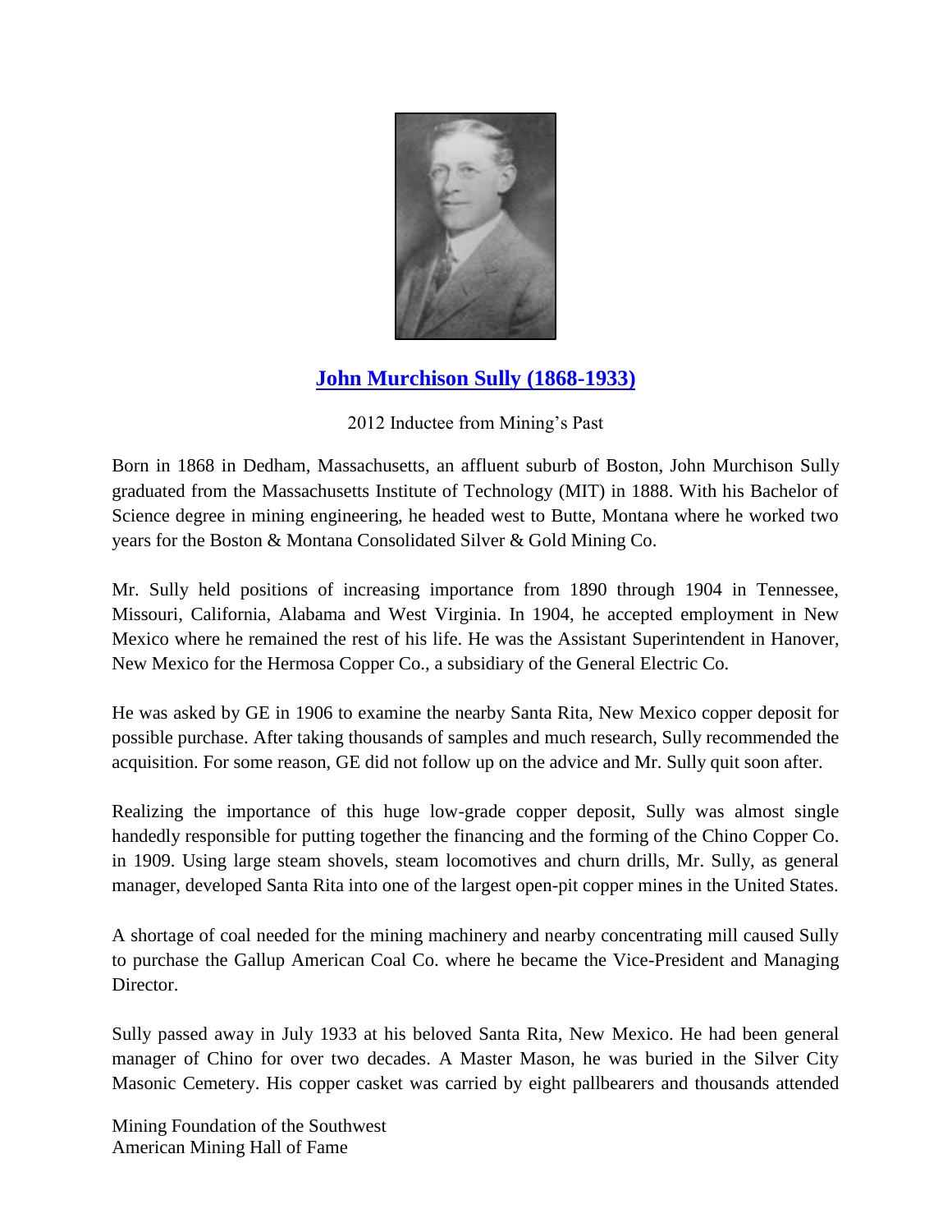# John Murchison Sully (1868-1933)

2012 Inductee from Mining's Past

Born in 1868 in Dedham, Massachusetts, an affluent suburb of Boston, John Murchison Sully graduated from the Massachusetts Institute of Technology (MIT) in 1888. With his Bachelor of Science degree in mining engineering, he headed west to Butte, Montana where he worked two years for the Boston & Montana Consolidated Silver & Gold Mining Co.

Mr. Sully held positions of increasing importance from 1890 through 1904 in Tennessee, Missouri, California, Alabama and West Virginia. In 1904, he accepted employment in New Mexico where he remained the rest of his life. He was the Assistant Superintendent in Hanover, New Mexico for the Hermosa Copper Co., a subsidiary of the General Electric Co.

He was asked by GE in 1906 to examine the nearby Santa Rita, New Mexico copper deposit for possible purchase. After taking thousands of samples and much research, Sully recommended the acquisition. For some reason, GE did not follow up on the advice and Mr. Sully quit soon after.

Realizing the importance of this huge low-grade copper deposit, Sully was almost single handedly responsible for putting together the financing and the forming of the Chino Copper Co. in 1909. Using large steam shovels, steam locomotives and churn drills, Mr. Sully, as general manager, developed Santa Rita into one of the largest open-pit copper mines in the United States.

A shortage of coal needed for the mining machinery and nearby concentrating mill caused Sully to purchase the Gallup American Coal Co. where he became the Vice-President and Managing Director.

Sully passed away in July 1933 at his beloved Santa Rita, New Mexico. He had been general manager of Chino for over two decades. A Master Mason, he was buried in the Silver City Masonic Cemetery. His copper casket was carried by eight pallbearers and thousands attended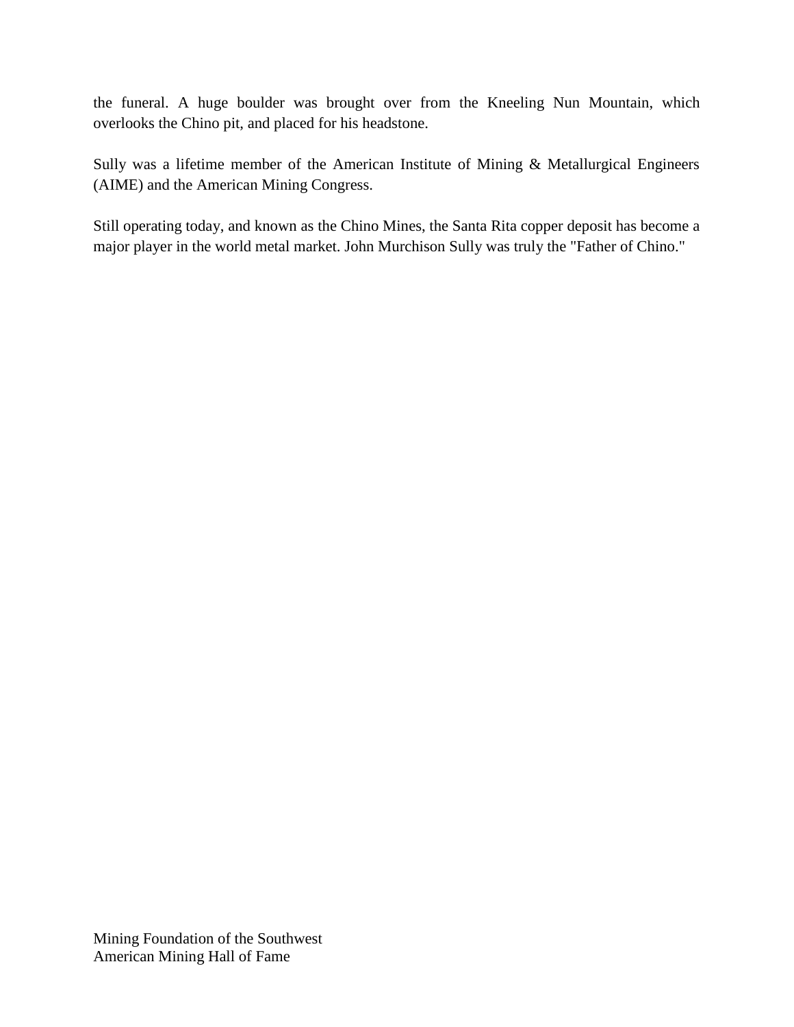the funeral. A huge boulder was brought over from the Kneeling Nun Mountain, which overlooks the Chino pit, and placed for his headstone.

Sully was a lifetime member of the American Institute of Mining & Metallurgical Engineers (AIME) and the American Mining Congress.

Still operating today, and known as the Chino Mines, the Santa Rita copper deposit has become a major player in the world metal market. John Murchison Sully was truly the "Father of Chino."